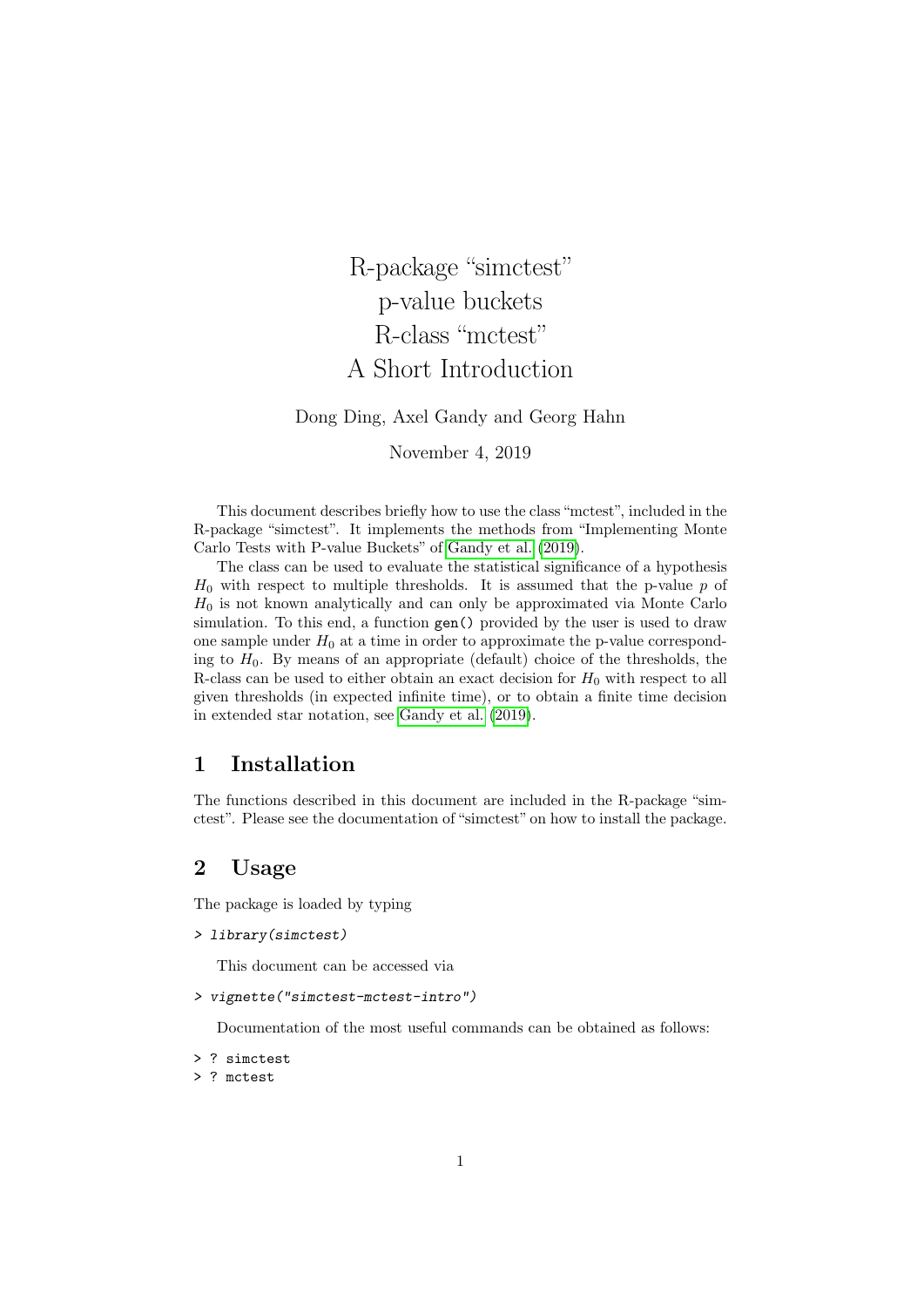# R-package "simctest" p-value buckets R-class "mctest" A Short Introduction

Dong Ding, Axel Gandy and Georg Hahn

November 4, 2019

This document describes briefly how to use the class "mctest", included in the R-package "simctest". It implements the methods from "Implementing Monte Carlo Tests with P-value Buckets" of Gandy et al. (2019).

The class can be used to evaluate the statistical significance of a hypothesis $H_0$ with respect to multiple thresholds. It is assumed that the p-value $p$ of $H_0$ is not known analytically and can only be approximated via Monte Carlo simulation. To this end, a function `gen()` provided by the user is used to draw one sample under $H_0$ at a time in order to approximate the p-value corresponding to $H_0$. By means of an appropriate (default) choice of the thresholds, the R-class can be used to either obtain an exact decision for $H_0$ with respect to all given thresholds (in expected infinite time), or to obtain a finite time decision in extended star notation, see Gandy et al. (2019).

## 1 Installation

The functions described in this document are included in the R-package "simctest". Please see the documentation of "simctest" on how to install the package.

## 2 Usage

The package is loaded by typing

```
> library(simctest)
```

This document can be accessed via

```
> vignette("simctest-mctest-intro")
```

Documentation of the most useful commands can be obtained as follows:

```
> ? simctest
> ? mctest
```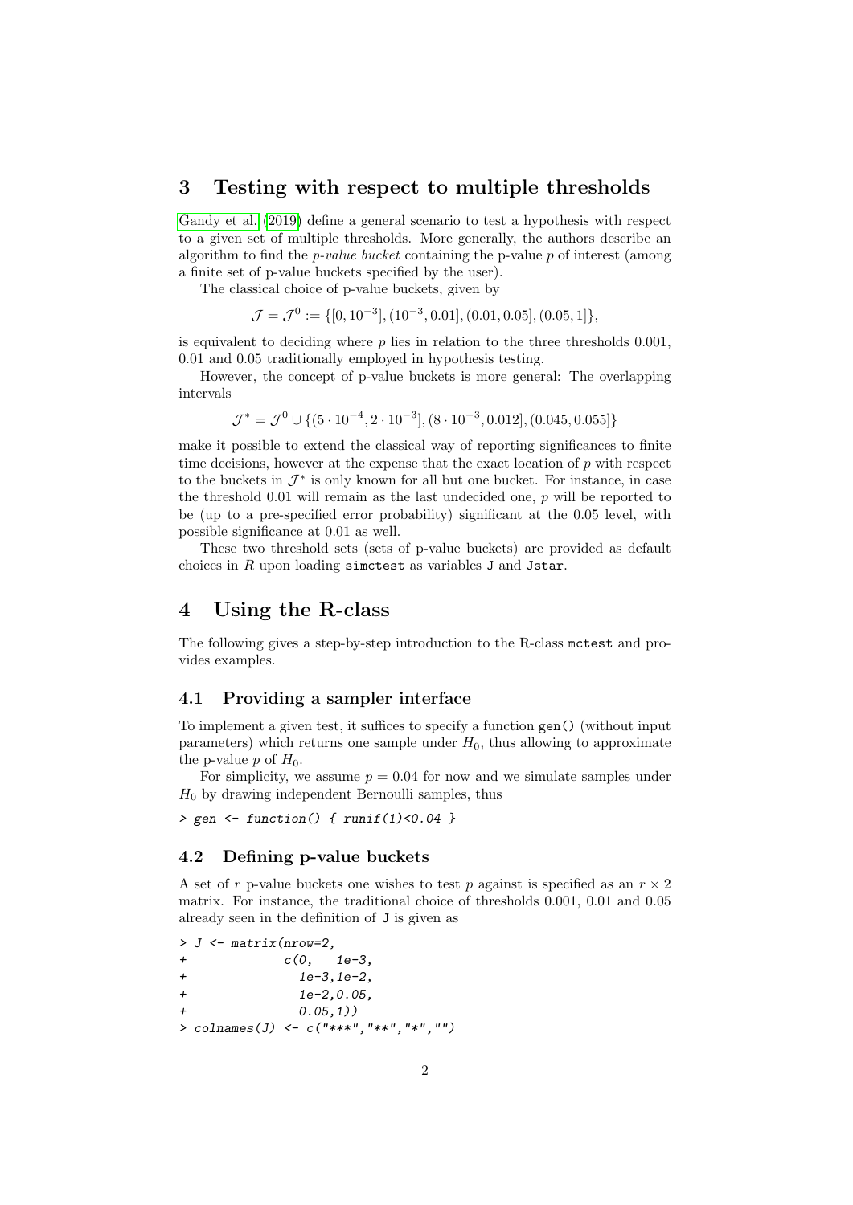## 3 Testing with respect to multiple thresholds

Gandy et al. (2019) define a general scenario to test a hypothesis with respect to a given set of multiple thresholds. More generally, the authors describe an algorithm to find the *p-value bucket* containing the p-value $p$ of interest (among a finite set of p-value buckets specified by the user).

The classical choice of p-value buckets, given by

$$\mathcal{J} = \mathcal{J}^0 := \{[0, 10^{-3}], (10^{-3}, 0.01], (0.01, 0.05], (0.05, 1]\},$$

is equivalent to deciding where $p$ lies in relation to the three thresholds 0.001, 0.01 and 0.05 traditionally employed in hypothesis testing.

However, the concept of p-value buckets is more general: The overlapping intervals

$$\mathcal{J}^* = \mathcal{J}^0 \cup \{(5 \cdot 10^{-4}, 2 \cdot 10^{-3}], (8 \cdot 10^{-3}, 0.012], (0.045, 0.055]\}$$

make it possible to extend the classical way of reporting significances to finite time decisions, however at the expense that the exact location of $p$ with respect to the buckets in $\mathcal{J}^*$ is only known for all but one bucket. For instance, in case the threshold 0.01 will remain as the last undecided one, $p$ will be reported to be (up to a pre-specified error probability) significant at the 0.05 level, with possible significance at 0.01 as well.

These two threshold sets (sets of p-value buckets) are provided as default choices in $R$ upon loading `simctest` as variables `J` and `Jstar`.

## 4 Using the R-class

The following gives a step-by-step introduction to the R-class `mctest` and provides examples.

### 4.1 Providing a sampler interface

To implement a given test, it suffices to specify a function `gen()` (without input parameters) which returns one sample under $H_0$, thus allowing to approximate the p-value $p$ of $H_0$.

For simplicity, we assume $p = 0.04$ for now and we simulate samples under $H_0$ by drawing independent Bernoulli samples, thus

```
> gen <- function() { runif(1)<0.04 }
```

### 4.2 Defining p-value buckets

A set of $r$ p-value buckets one wishes to test $p$ against is specified as an $r \times 2$ matrix. For instance, the traditional choice of thresholds 0.001, 0.01 and 0.05 already seen in the definition of `J` is given as

```
> J <- matrix(nrow=2,
+             c(0,   1e-3,
+               1e-3,1e-2,
+               1e-2,0.05,
+               0.05,1))
> colnames(J) <- c("***","**","*","")
```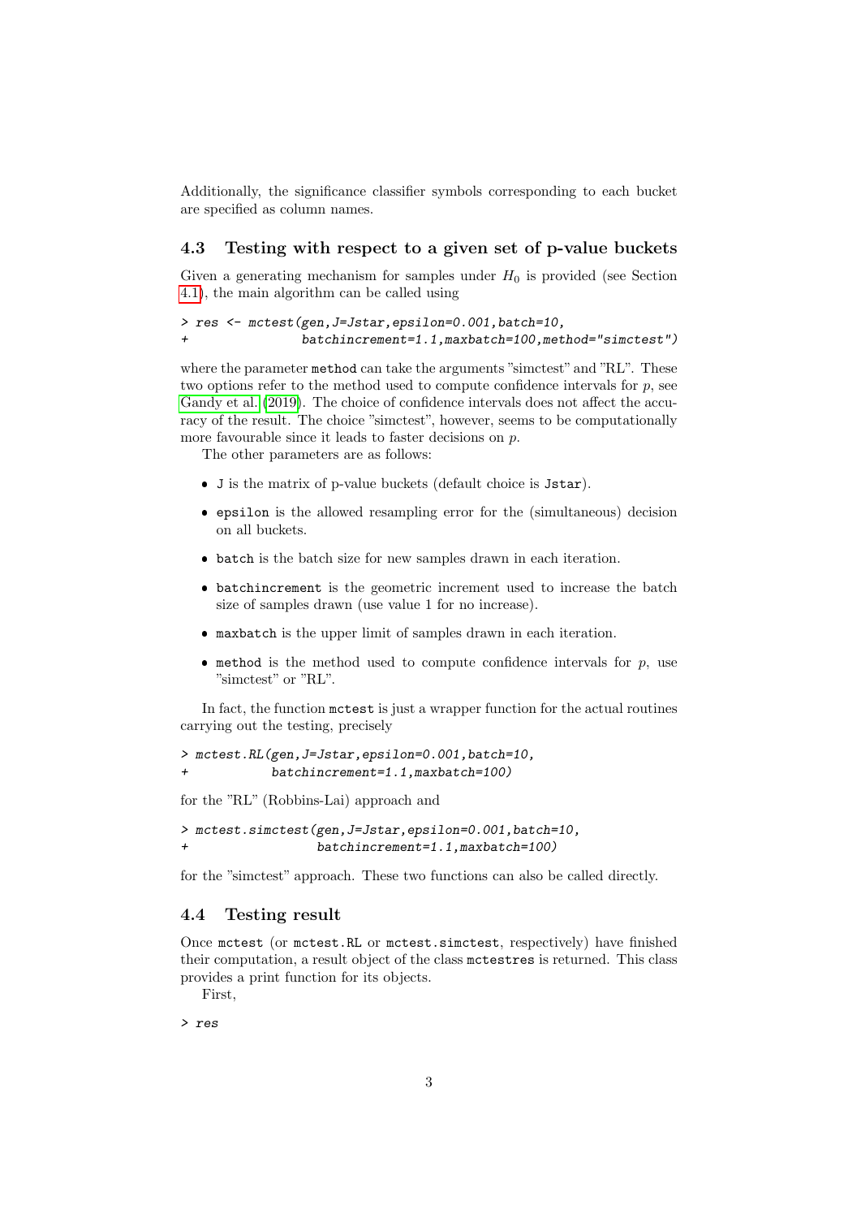Additionally, the significance classifier symbols corresponding to each bucket are specified as column names.

### 4.3 Testing with respect to a given set of p-value buckets

Given a generating mechanism for samples under $H_0$ is provided (see Section 4.1), the main algorithm can be called using

```
> res <- mctest(gen,J=Jstar,epsilon=0.001,batch=10,
+               batchincrement=1.1,maxbatch=100,method="simctest")
```

where the parameter `method` can take the arguments "simctest" and "RL". These two options refer to the method used to compute confidence intervals for $p$, see Gandy et al. (2019). The choice of confidence intervals does not affect the accuracy of the result. The choice "simctest", however, seems to be computationally more favourable since it leads to faster decisions on $p$.

The other parameters are as follows:

- `J` is the matrix of p-value buckets (default choice is `Jstar`).
- `epsilon` is the allowed resampling error for the (simultaneous) decision on all buckets.
- `batch` is the batch size for new samples drawn in each iteration.
- `batchincrement` is the geometric increment used to increase the batch size of samples drawn (use value 1 for no increase).
- `maxbatch` is the upper limit of samples drawn in each iteration.
- `method` is the method used to compute confidence intervals for $p$, use "simctest" or "RL".

In fact, the function `mctest` is just a wrapper function for the actual routines carrying out the testing, precisely

```
> mctest.RL(gen,J=Jstar,epsilon=0.001,batch=10,
+           batchincrement=1.1,maxbatch=100)
```

for the "RL" (Robbins-Lai) approach and

```
> mctest.simctest(gen,J=Jstar,epsilon=0.001,batch=10,
+                 batchincrement=1.1,maxbatch=100)
```

for the "simctest" approach. These two functions can also be called directly.

### 4.4 Testing result

Once `mctest` (or `mctest.RL` or `mctest.simctest`, respectively) have finished their computation, a result object of the class `mctestres` is returned. This class provides a print function for its objects.

First,

```
> res
```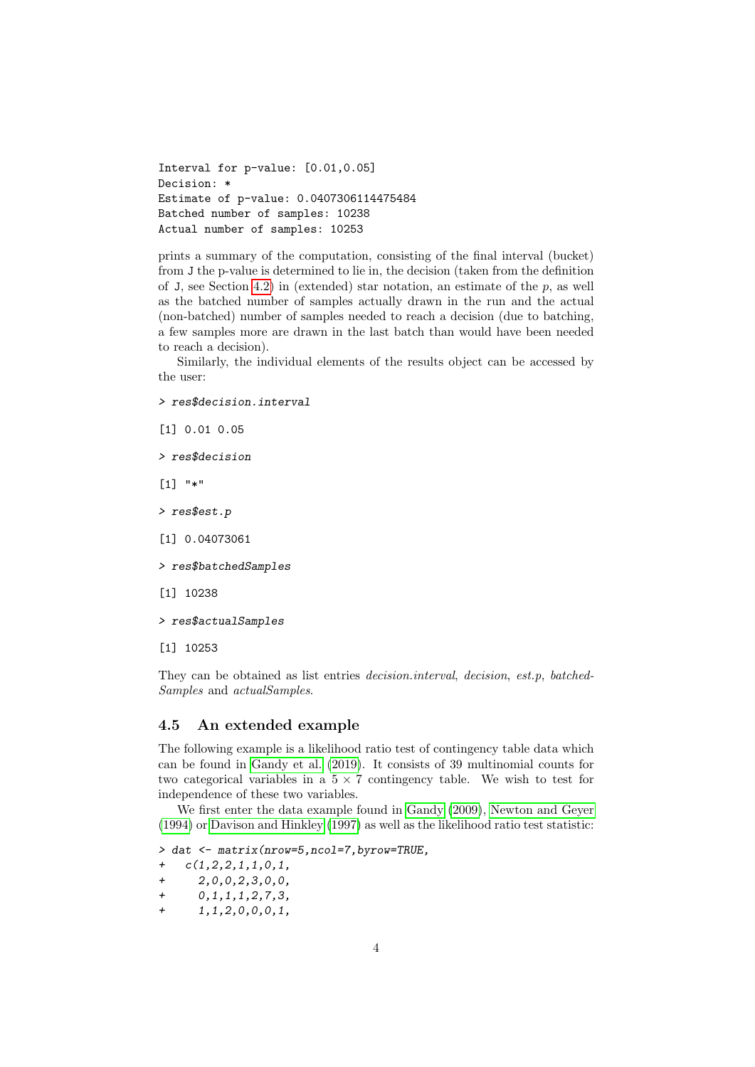```
Interval for p-value: [0.01,0.05]
Decision: *
Estimate of p-value: 0.0407306114475484
Batched number of samples: 10238
Actual number of samples: 10253
```

prints a summary of the computation, consisting of the final interval (bucket) from J the p-value is determined to lie in, the decision (taken from the definition of J, see Section 4.2) in (extended) star notation, an estimate of the $p$, as well as the batched number of samples actually drawn in the run and the actual (non-batched) number of samples needed to reach a decision (due to batching, a few samples more are drawn in the last batch than would have been needed to reach a decision).

Similarly, the individual elements of the results object can be accessed by the user:

```
> res$decision.interval
```

```
[1] 0.01 0.05
```

```
> res$decision
```

```
[1] "*"
```

```
> res$est.p
```

```
[1] 0.04073061
```

```
> res$batchedSamples
```

```
[1] 10238
```

```
> res$actualSamples
```

```
[1] 10253
```

They can be obtained as list entries *decision.interval*, *decision*, *est.p*, *batchedSamples* and *actualSamples*.

## 4.5 An extended example

The following example is a likelihood ratio test of contingency table data which can be found in Gandy et al. (2019). It consists of 39 multinomial counts for two categorical variables in a $5 \times 7$ contingency table. We wish to test for independence of these two variables.

We first enter the data example found in Gandy (2009), Newton and Geyer (1994) or Davison and Hinkley (1997) as well as the likelihood ratio test statistic:

```
> dat <- matrix(nrow=5,ncol=7,byrow=TRUE,
+   c(1,2,2,1,1,0,1,
+     2,0,0,2,3,0,0,
+     0,1,1,1,2,7,3,
+     1,1,2,0,0,0,1,
```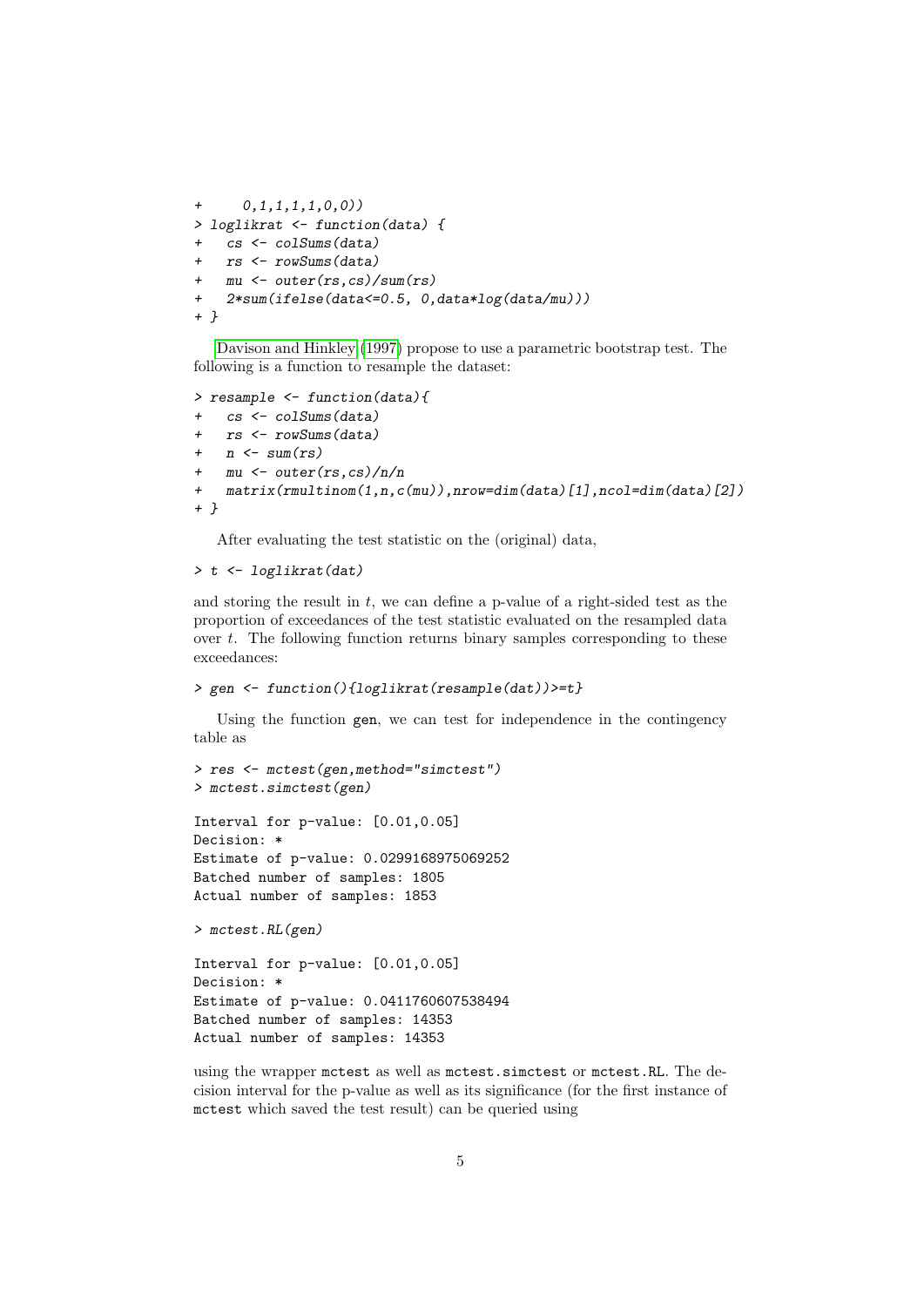```
+     0,1,1,1,1,0,0))
> loglikrat <- function(data) {
+   cs <- colSums(data)
+   rs <- rowSums(data)
+   mu <- outer(rs,cs)/sum(rs)
+   2*sum(ifelse(data<=0.5, 0,data*log(data/mu)))
+ }
```

Davison and Hinkley (1997) propose to use a parametric bootstrap test. The following is a function to resample the dataset:

```
> resample <- function(data){
+   cs <- colSums(data)
+   rs <- rowSums(data)
+   n <- sum(rs)
+   mu <- outer(rs,cs)/n/n
+   matrix(rmultinom(1,n,c(mu)),nrow=dim(data)[1],ncol=dim(data)[2])
+ }
```

After evaluating the test statistic on the (original) data,

```
> t <- loglikrat(dat)
```

and storing the result in $t$, we can define a p-value of a right-sided test as the proportion of exceedances of the test statistic evaluated on the resampled data over $t$. The following function returns binary samples corresponding to these exceedances:

```
> gen <- function(){loglikrat(resample(dat))>=t}
```

Using the function `gen`, we can test for independence in the contingency table as

```
> res <- mctest(gen,method="simctest")
> mctest.simctest(gen)

Interval for p-value: [0.01,0.05]
Decision: *
Estimate of p-value: 0.0299168975069252
Batched number of samples: 1805
Actual number of samples: 1853

> mctest.RL(gen)

Interval for p-value: [0.01,0.05]
Decision: *
Estimate of p-value: 0.0411760607538494
Batched number of samples: 14353
Actual number of samples: 14353
```

using the wrapper `mctest` as well as `mctest.simctest` or `mctest.RL`. The decision interval for the p-value as well as its significance (for the first instance of `mctest` which saved the test result) can be queried using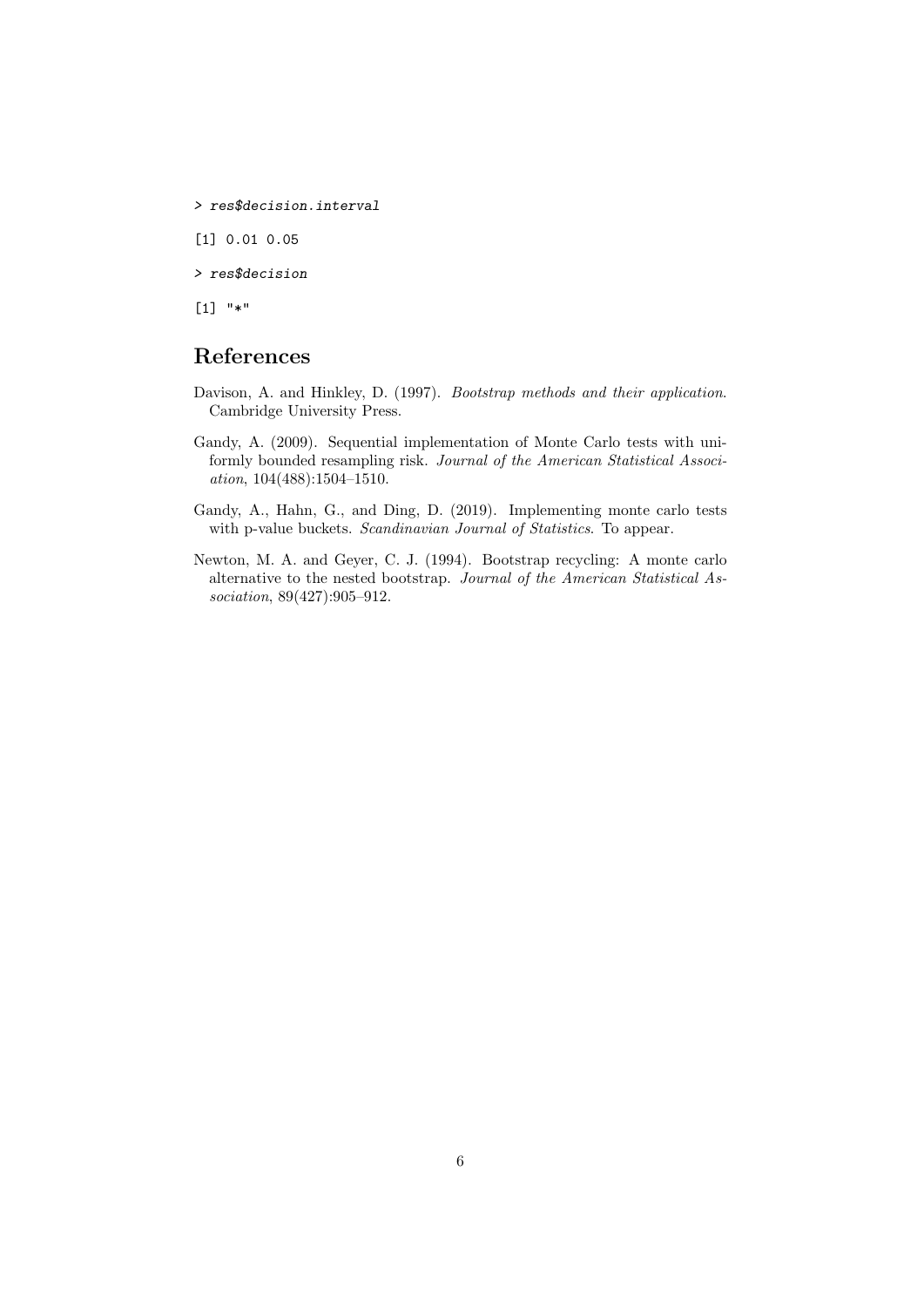```
> res$decision.interval
[1] 0.01 0.05
> res$decision
[1] "*"
```

## References

Davison, A. and Hinkley, D. (1997). *Bootstrap methods and their application*. Cambridge University Press.

Gandy, A. (2009). Sequential implementation of Monte Carlo tests with uniformly bounded resampling risk. *Journal of the American Statistical Association*, 104(488):1504–1510.

Gandy, A., Hahn, G., and Ding, D. (2019). Implementing monte carlo tests with p-value buckets. *Scandinavian Journal of Statistics*. To appear.

Newton, M. A. and Geyer, C. J. (1994). Bootstrap recycling: A monte carlo alternative to the nested bootstrap. *Journal of the American Statistical Association*, 89(427):905–912.